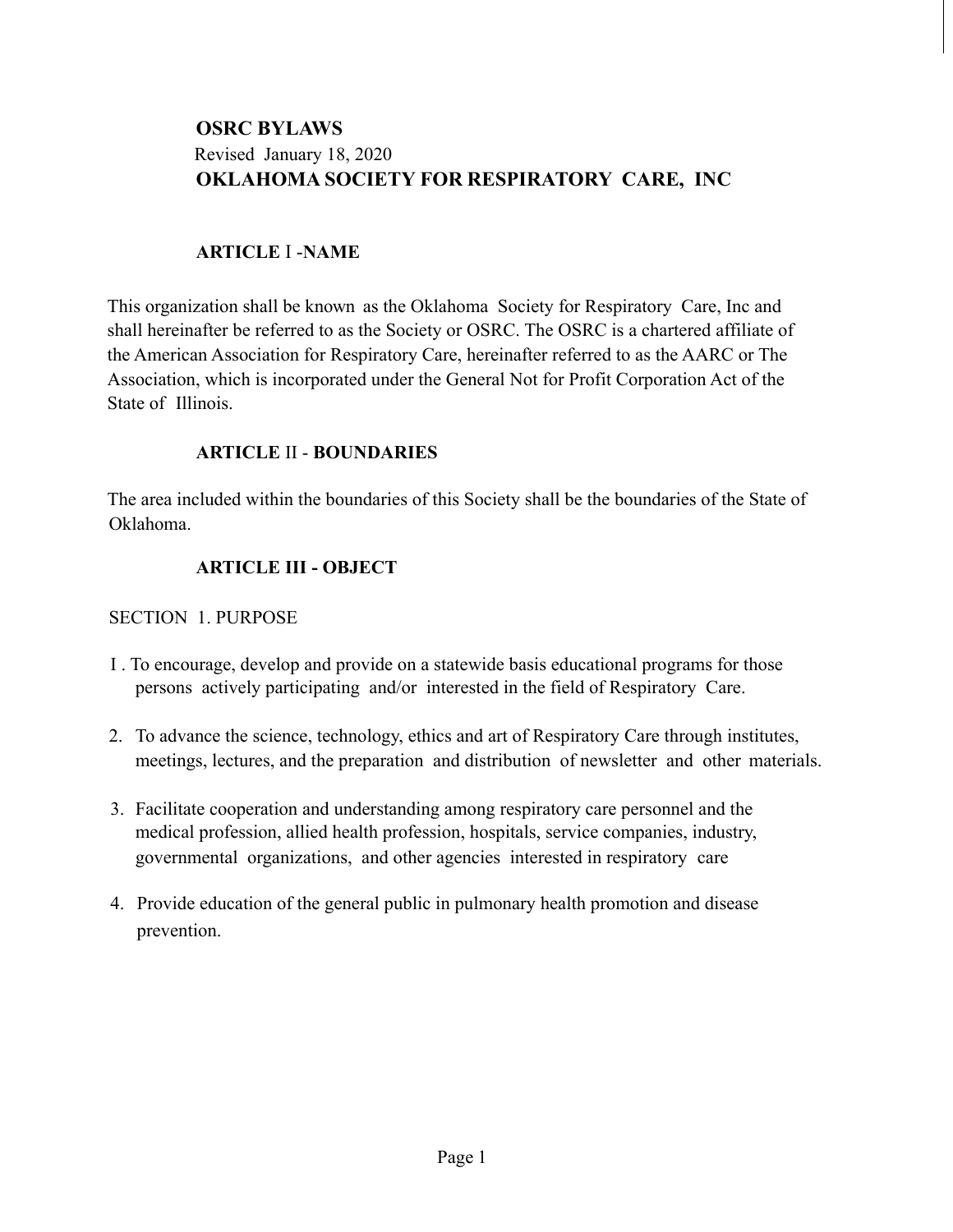# OSRC BYLAWS

Revised January 18, 2020

# OKLAHOMA SOCIETY FOR RESPIRATORY CARE, INC

## ARTICLE I -NAME

This organization shall be known as the Oklahoma Society for Respiratory Care, Inc and shall hereinafter be referred to as the Society or OSRC. The OSRC is a chartered affiliate of the American Association for Respiratory Care, hereinafter referred to as the AARC or The Association, which is incorporated under the General Not for Profit Corporation Act of the State of Illinois.

## ARTICLE II - BOUNDARIES

The area included within the boundaries of this Society shall be the boundaries of the State of Oklahoma.

## ARTICLE III - OBJECT

SECTION 1. PURPOSE

I . To encourage, develop and provide on a statewide basis educational programs for those persons actively participating and/or interested in the field of Respiratory Care.

2. To advance the science, technology, ethics and art of Respiratory Care through institutes, meetings, lectures, and the preparation and distribution of newsletter and other materials.

3. Facilitate cooperation and understanding among respiratory care personnel and the medical profession, allied health profession, hospitals, service companies, industry, governmental organizations, and other agencies interested in respiratory care

4. Provide education of the general public in pulmonary health promotion and disease prevention.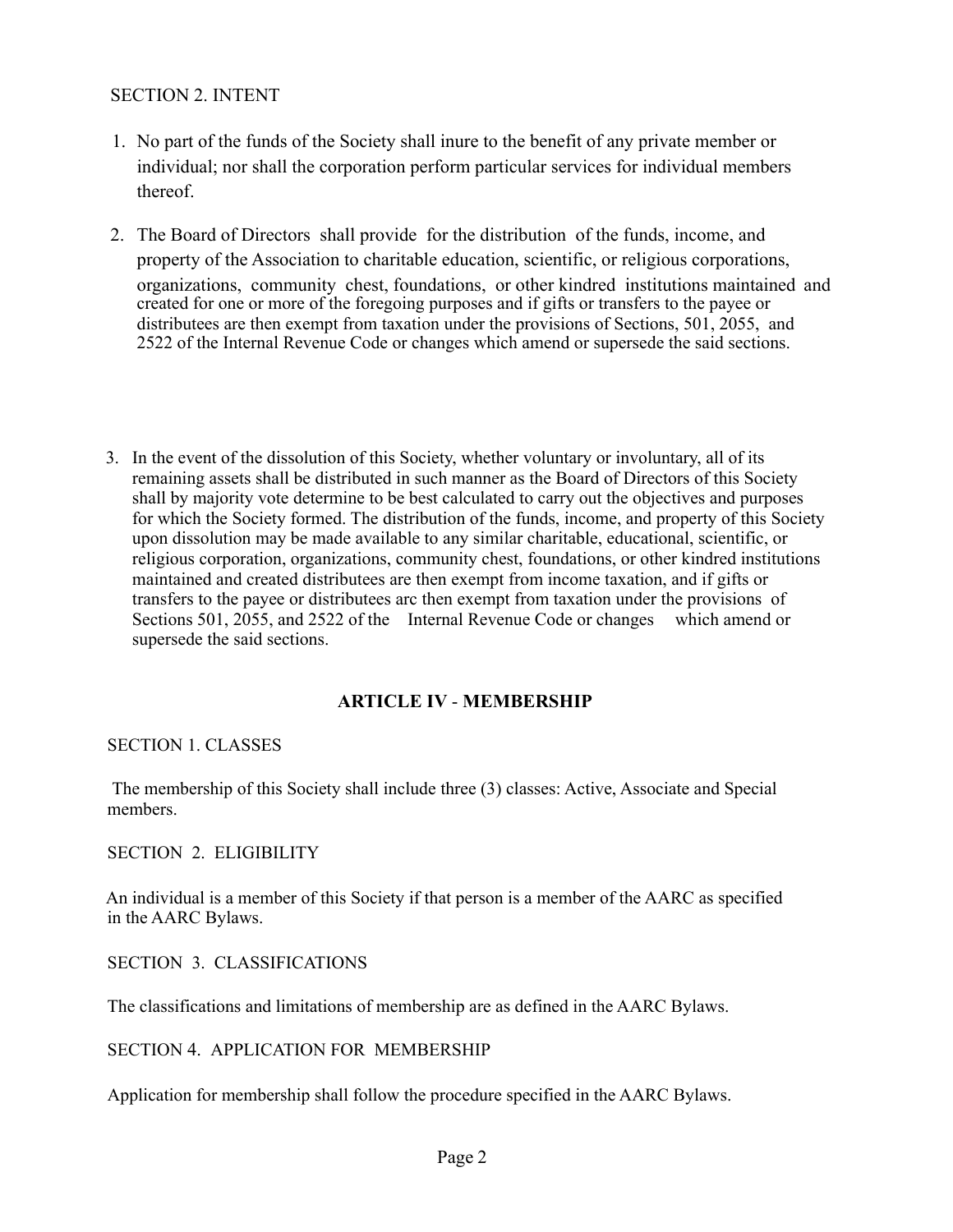SECTION 2. INTENT

1. No part of the funds of the Society shall inure to the benefit of any private member or individual; nor shall the corporation perform particular services for individual members thereof.

2. The Board of Directors shall provide for the distribution of the funds, income, and property of the Association to charitable education, scientific, or religious corporations, organizations, community chest, foundations, or other kindred institutions maintained and created for one or more of the foregoing purposes and if gifts or transfers to the payee or distributees are then exempt from taxation under the provisions of Sections, 501, 2055, and 2522 of the Internal Revenue Code or changes which amend or supersede the said sections.

3. In the event of the dissolution of this Society, whether voluntary or involuntary, all of its remaining assets shall be distributed in such manner as the Board of Directors of this Society shall by majority vote determine to be best calculated to carry out the objectives and purposes for which the Society formed. The distribution of the funds, income, and property of this Society upon dissolution may be made available to any similar charitable, educational, scientific, or religious corporation, organizations, community chest, foundations, or other kindred institutions maintained and created distributees are then exempt from income taxation, and if gifts or transfers to the payee or distributees arc then exempt from taxation under the provisions of Sections 501, 2055, and 2522 of the Internal Revenue Code or changes which amend or supersede the said sections.

## ARTICLE IV - MEMBERSHIP

SECTION 1. CLASSES

The membership of this Society shall include three (3) classes: Active, Associate and Special members.

SECTION 2. ELIGIBILITY

An individual is a member of this Society if that person is a member of the AARC as specified in the AARC Bylaws.

SECTION 3. CLASSIFICATIONS

The classifications and limitations of membership are as defined in the AARC Bylaws.

SECTION 4. APPLICATION FOR MEMBERSHIP

Application for membership shall follow the procedure specified in the AARC Bylaws.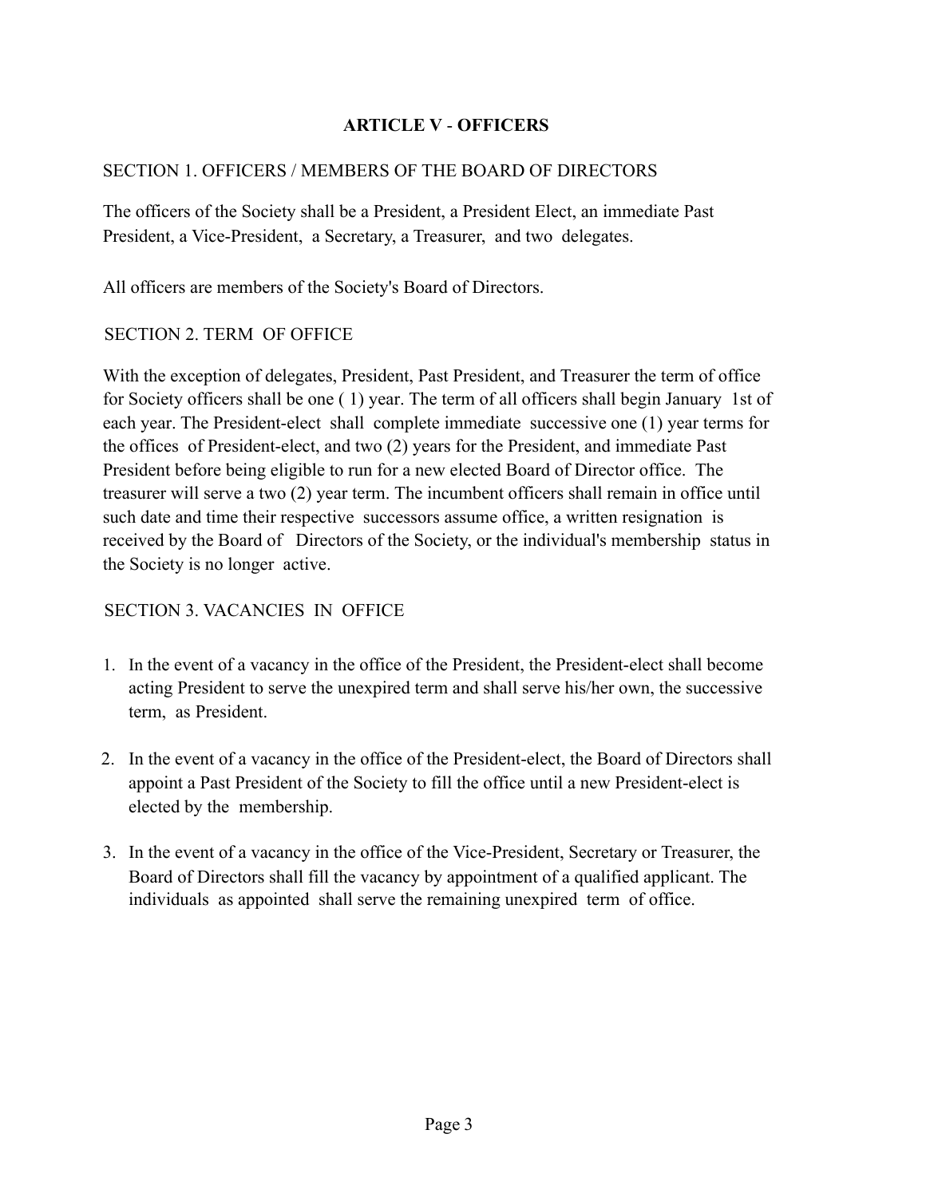## ARTICLE V - OFFICERS

SECTION 1. OFFICERS / MEMBERS OF THE BOARD OF DIRECTORS

The officers of the Society shall be a President, a President Elect, an immediate Past President, a Vice-President, a Secretary, a Treasurer, and two delegates.

All officers are members of the Society's Board of Directors.

SECTION 2. TERM OF OFFICE

With the exception of delegates, President, Past President, and Treasurer the term of office for Society officers shall be one ( 1) year. The term of all officers shall begin January 1st of each year. The President-elect shall complete immediate successive one (1) year terms for the offices of President-elect, and two (2) years for the President, and immediate Past President before being eligible to run for a new elected Board of Director office. The treasurer will serve a two (2) year term. The incumbent officers shall remain in office until such date and time their respective successors assume office, a written resignation is received by the Board of Directors of the Society, or the individual's membership status in the Society is no longer active.

SECTION 3. VACANCIES IN OFFICE

1. In the event of a vacancy in the office of the President, the President-elect shall become acting President to serve the unexpired term and shall serve his/her own, the successive term, as President.
2. In the event of a vacancy in the office of the President-elect, the Board of Directors shall appoint a Past President of the Society to fill the office until a new President-elect is elected by the membership.
3. In the event of a vacancy in the office of the Vice-President, Secretary or Treasurer, the Board of Directors shall fill the vacancy by appointment of a qualified applicant. The individuals as appointed shall serve the remaining unexpired term of office.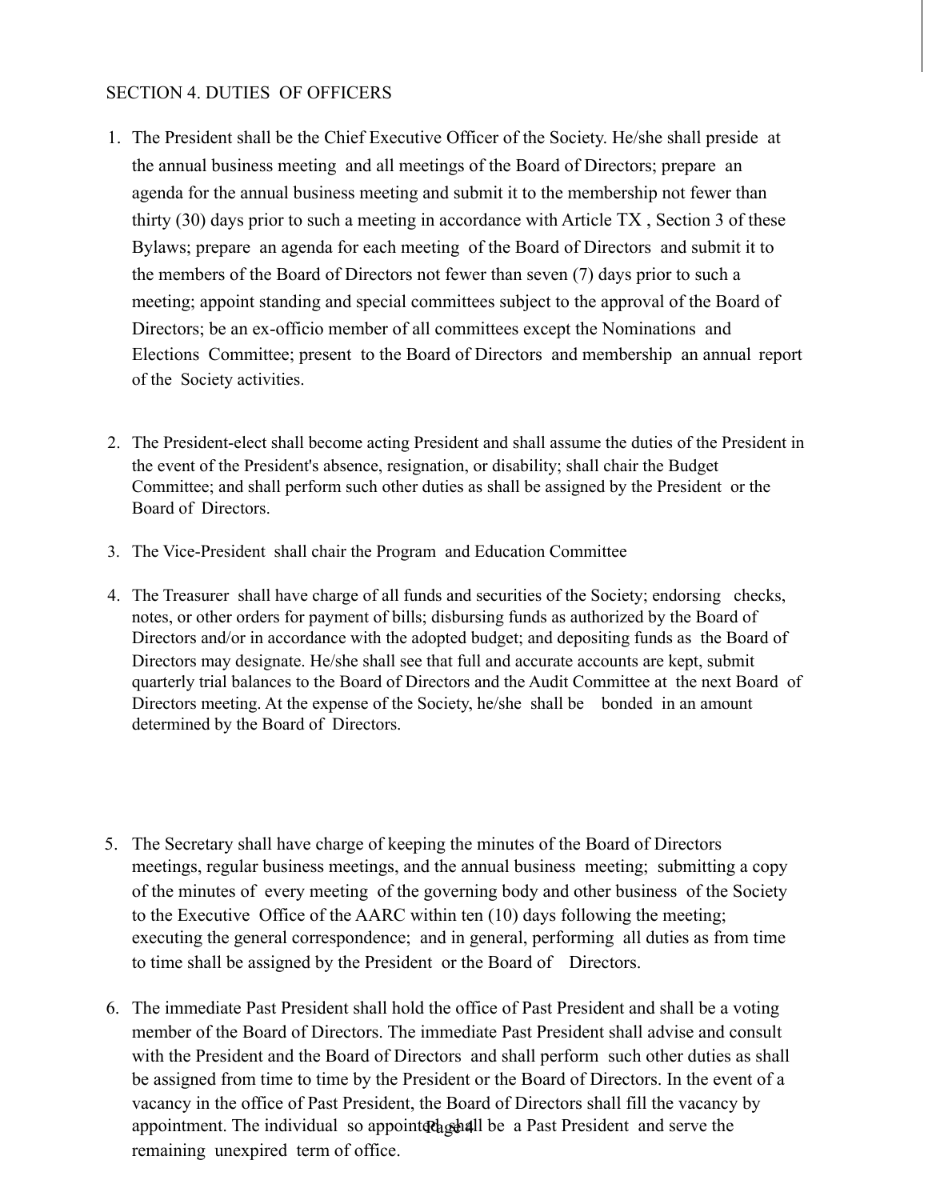SECTION 4. DUTIES OF OFFICERS

1. The President shall be the Chief Executive Officer of the Society. He/she shall preside at the annual business meeting and all meetings of the Board of Directors; prepare an agenda for the annual business meeting and submit it to the membership not fewer than thirty (30) days prior to such a meeting in accordance with Article TX , Section 3 of these Bylaws; prepare an agenda for each meeting of the Board of Directors and submit it to the members of the Board of Directors not fewer than seven (7) days prior to such a meeting; appoint standing and special committees subject to the approval of the Board of Directors; be an ex-officio member of all committees except the Nominations and Elections Committee; present to the Board of Directors and membership an annual report of the Society activities.

2. The President-elect shall become acting President and shall assume the duties of the President in the event of the President's absence, resignation, or disability; shall chair the Budget Committee; and shall perform such other duties as shall be assigned by the President or the Board of Directors.

3. The Vice-President shall chair the Program and Education Committee

4. The Treasurer shall have charge of all funds and securities of the Society; endorsing checks, notes, or other orders for payment of bills; disbursing funds as authorized by the Board of Directors and/or in accordance with the adopted budget; and depositing funds as the Board of Directors may designate. He/she shall see that full and accurate accounts are kept, submit quarterly trial balances to the Board of Directors and the Audit Committee at the next Board of Directors meeting. At the expense of the Society, he/she shall be bonded in an amount determined by the Board of Directors.

5. The Secretary shall have charge of keeping the minutes of the Board of Directors meetings, regular business meetings, and the annual business meeting; submitting a copy of the minutes of every meeting of the governing body and other business of the Society to the Executive Office of the AARC within ten (10) days following the meeting; executing the general correspondence; and in general, performing all duties as from time to time shall be assigned by the President or the Board of Directors.

6. The immediate Past President shall hold the office of Past President and shall be a voting member of the Board of Directors. The immediate Past President shall advise and consult with the President and the Board of Directors and shall perform such other duties as shall be assigned from time to time by the President or the Board of Directors. In the event of a vacancy in the office of Past President, the Board of Directors shall fill the vacancy by appointment. The individual so appointed shall be a Past President and serve the remaining unexpired term of office.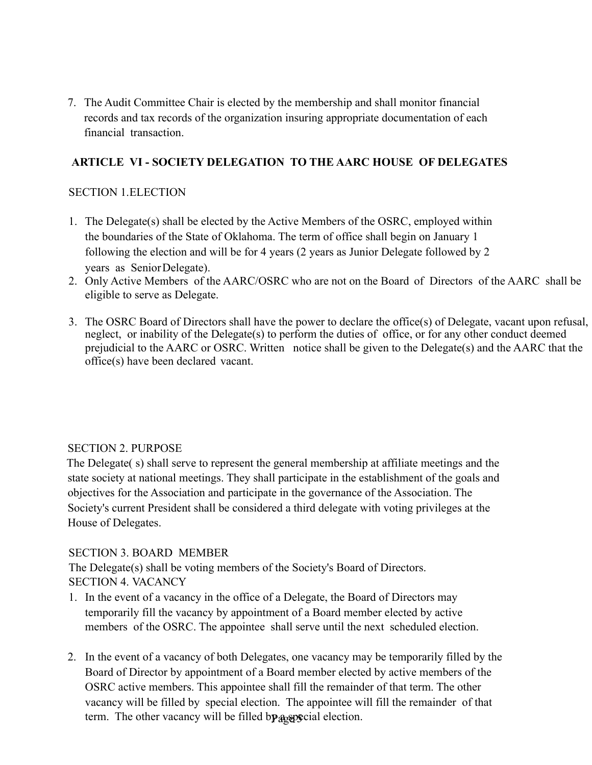7. The Audit Committee Chair is elected by the membership and shall monitor financial records and tax records of the organization insuring appropriate documentation of each financial transaction.

## ARTICLE VI - SOCIETY DELEGATION TO THE AARC HOUSE OF DELEGATES

SECTION 1.ELECTION

1. The Delegate(s) shall be elected by the Active Members of the OSRC, employed within the boundaries of the State of Oklahoma. The term of office shall begin on January 1 following the election and will be for 4 years (2 years as Junior Delegate followed by 2 years as Senior Delegate).
2. Only Active Members of the AARC/OSRC who are not on the Board of Directors of the AARC shall be eligible to serve as Delegate.
3. The OSRC Board of Directors shall have the power to declare the office(s) of Delegate, vacant upon refusal, neglect, or inability of the Delegate(s) to perform the duties of office, or for any other conduct deemed prejudicial to the AARC or OSRC. Written notice shall be given to the Delegate(s) and the AARC that the office(s) have been declared vacant.

SECTION 2. PURPOSE

The Delegate( s) shall serve to represent the general membership at affiliate meetings and the state society at national meetings. They shall participate in the establishment of the goals and objectives for the Association and participate in the governance of the Association. The Society's current President shall be considered a third delegate with voting privileges at the House of Delegates.

SECTION 3. BOARD MEMBER

The Delegate(s) shall be voting members of the Society's Board of Directors.

SECTION 4. VACANCY

1. In the event of a vacancy in the office of a Delegate, the Board of Directors may temporarily fill the vacancy by appointment of a Board member elected by active members of the OSRC. The appointee shall serve until the next scheduled election.
2. In the event of a vacancy of both Delegates, one vacancy may be temporarily filled by the Board of Director by appointment of a Board member elected by active members of the OSRC active members. This appointee shall fill the remainder of that term. The other vacancy will be filled by special election. The appointee will fill the remainder of that term. The other vacancy will be filled by a special election.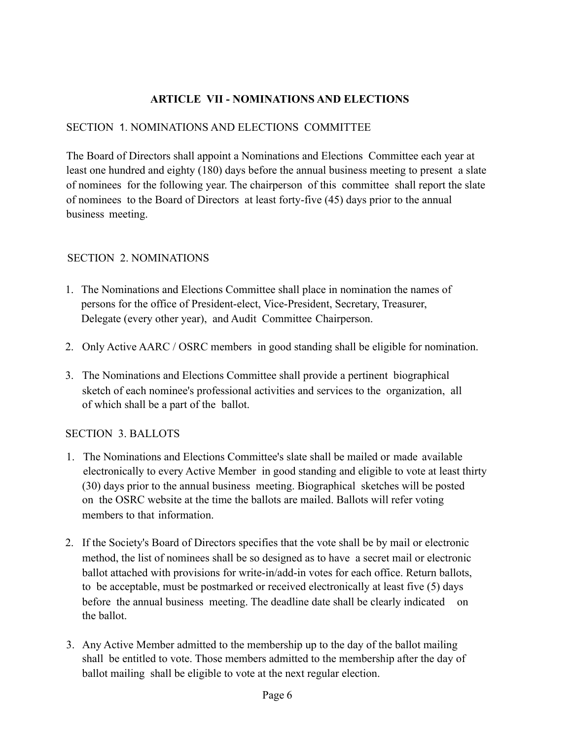## ARTICLE VII - NOMINATIONS AND ELECTIONS

### SECTION 1. NOMINATIONS AND ELECTIONS COMMITTEE

The Board of Directors shall appoint a Nominations and Elections Committee each year at least one hundred and eighty (180) days before the annual business meeting to present a slate of nominees for the following year. The chairperson of this committee shall report the slate of nominees to the Board of Directors at least forty-five (45) days prior to the annual business meeting.

### SECTION 2. NOMINATIONS

1. The Nominations and Elections Committee shall place in nomination the names of persons for the office of President-elect, Vice-President, Secretary, Treasurer, Delegate (every other year), and Audit Committee Chairperson.
2. Only Active AARC / OSRC members in good standing shall be eligible for nomination.
3. The Nominations and Elections Committee shall provide a pertinent biographical sketch of each nominee's professional activities and services to the organization, all of which shall be a part of the ballot.

### SECTION 3. BALLOTS

1. The Nominations and Elections Committee's slate shall be mailed or made available electronically to every Active Member in good standing and eligible to vote at least thirty (30) days prior to the annual business meeting. Biographical sketches will be posted on the OSRC website at the time the ballots are mailed. Ballots will refer voting members to that information.
2. If the Society's Board of Directors specifies that the vote shall be by mail or electronic method, the list of nominees shall be so designed as to have a secret mail or electronic ballot attached with provisions for write-in/add-in votes for each office. Return ballots, to be acceptable, must be postmarked or received electronically at least five (5) days before the annual business meeting. The deadline date shall be clearly indicated on the ballot.
3. Any Active Member admitted to the membership up to the day of the ballot mailing shall be entitled to vote. Those members admitted to the membership after the day of ballot mailing shall be eligible to vote at the next regular election.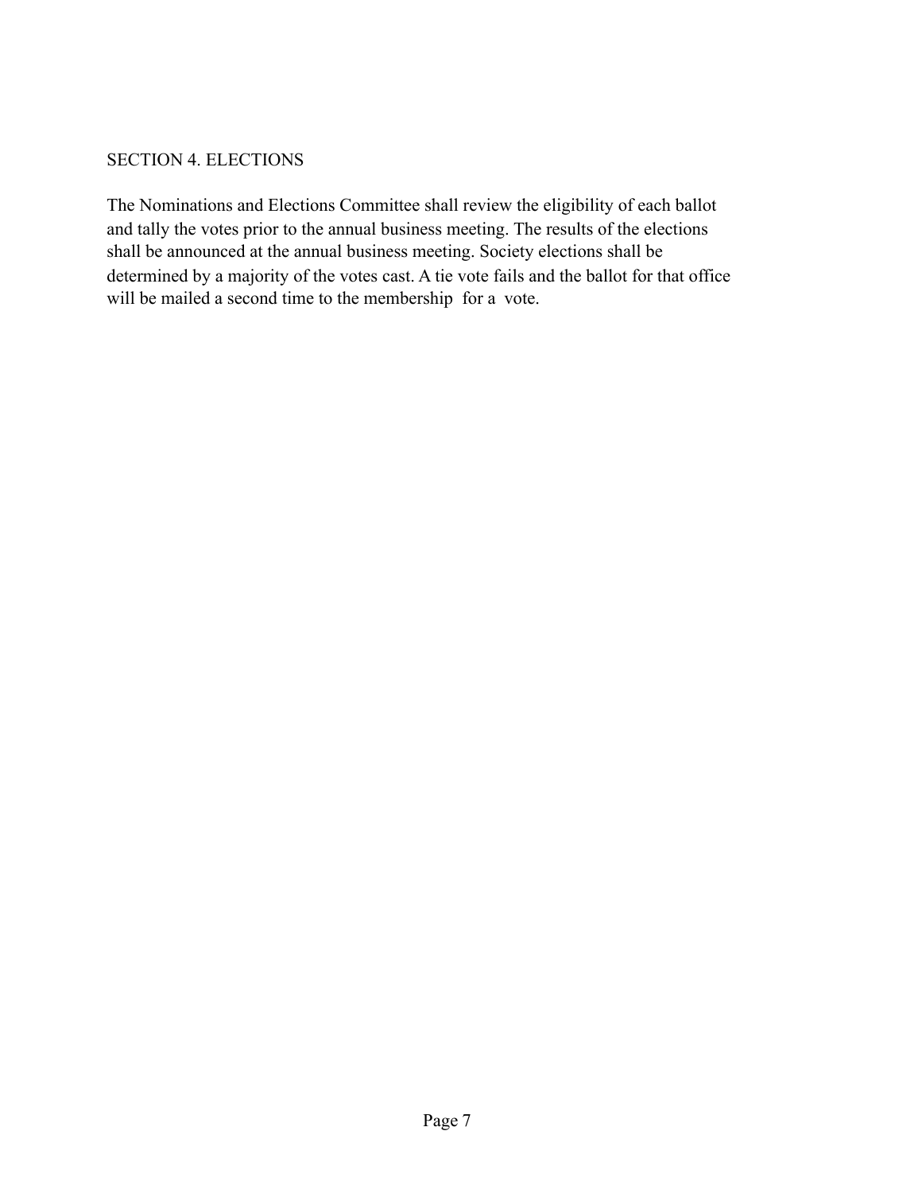## SECTION 4. ELECTIONS

The Nominations and Elections Committee shall review the eligibility of each ballot and tally the votes prior to the annual business meeting. The results of the elections shall be announced at the annual business meeting. Society elections shall be determined by a majority of the votes cast. A tie vote fails and the ballot for that office will be mailed a second time to the membership for a vote.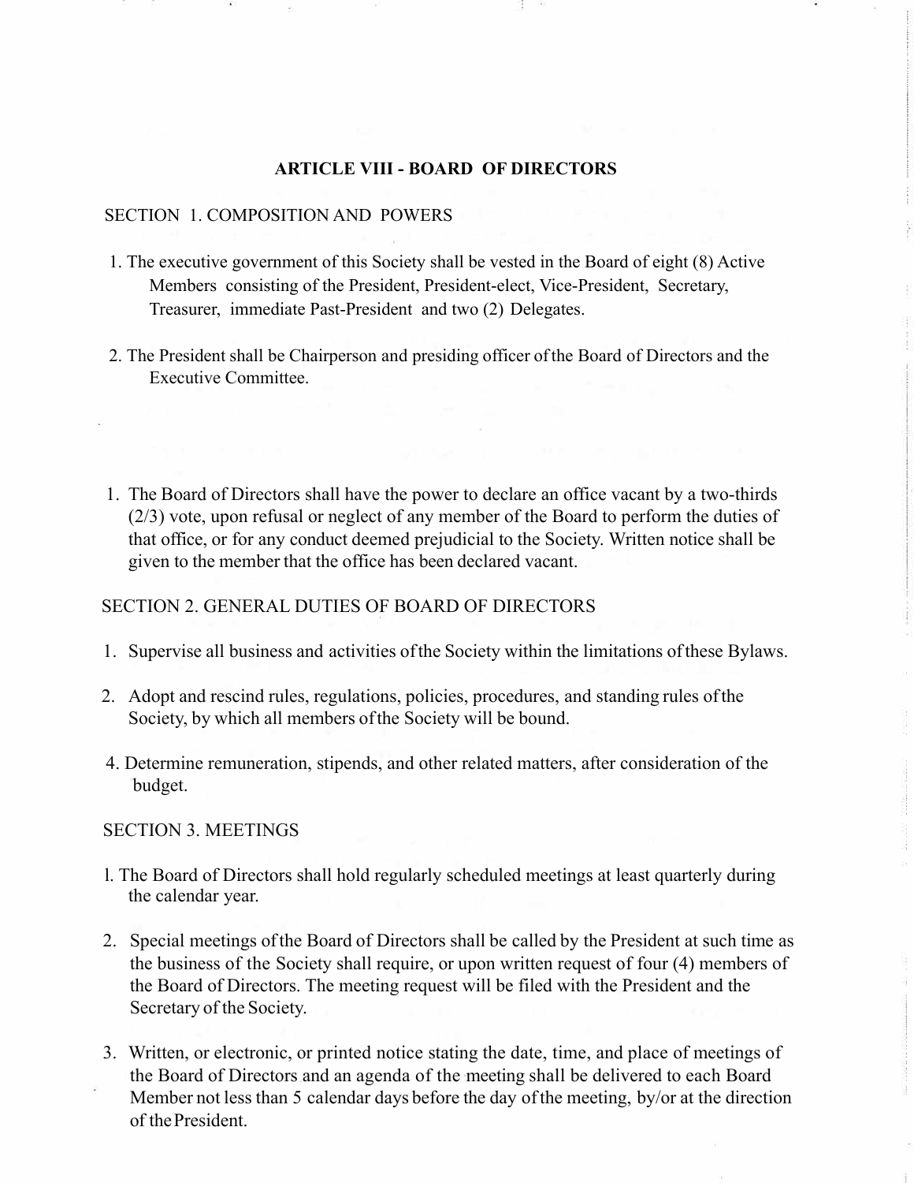## ARTICLE VIII - BOARD OF DIRECTORS

SECTION 1. COMPOSITION AND POWERS

1. The executive government of this Society shall be vested in the Board of eight (8) Active Members consisting of the President, President-elect, Vice-President, Secretary, Treasurer, immediate Past-President and two (2) Delegates.

2. The President shall be Chairperson and presiding officer of the Board of Directors and the Executive Committee.

1. The Board of Directors shall have the power to declare an office vacant by a two-thirds (2/3) vote, upon refusal or neglect of any member of the Board to perform the duties of that office, or for any conduct deemed prejudicial to the Society. Written notice shall be given to the member that the office has been declared vacant.

SECTION 2. GENERAL DUTIES OF BOARD OF DIRECTORS

1. Supervise all business and activities of the Society within the limitations of these Bylaws.

2. Adopt and rescind rules, regulations, policies, procedures, and standing rules of the Society, by which all members of the Society will be bound.

4. Determine remuneration, stipends, and other related matters, after consideration of the budget.

SECTION 3. MEETINGS

1. The Board of Directors shall hold regularly scheduled meetings at least quarterly during the calendar year.

2. Special meetings of the Board of Directors shall be called by the President at such time as the business of the Society shall require, or upon written request of four (4) members of the Board of Directors. The meeting request will be filed with the President and the Secretary of the Society.

3. Written, or electronic, or printed notice stating the date, time, and place of meetings of the Board of Directors and an agenda of the meeting shall be delivered to each Board Member not less than 5 calendar days before the day of the meeting, by/or at the direction of the President.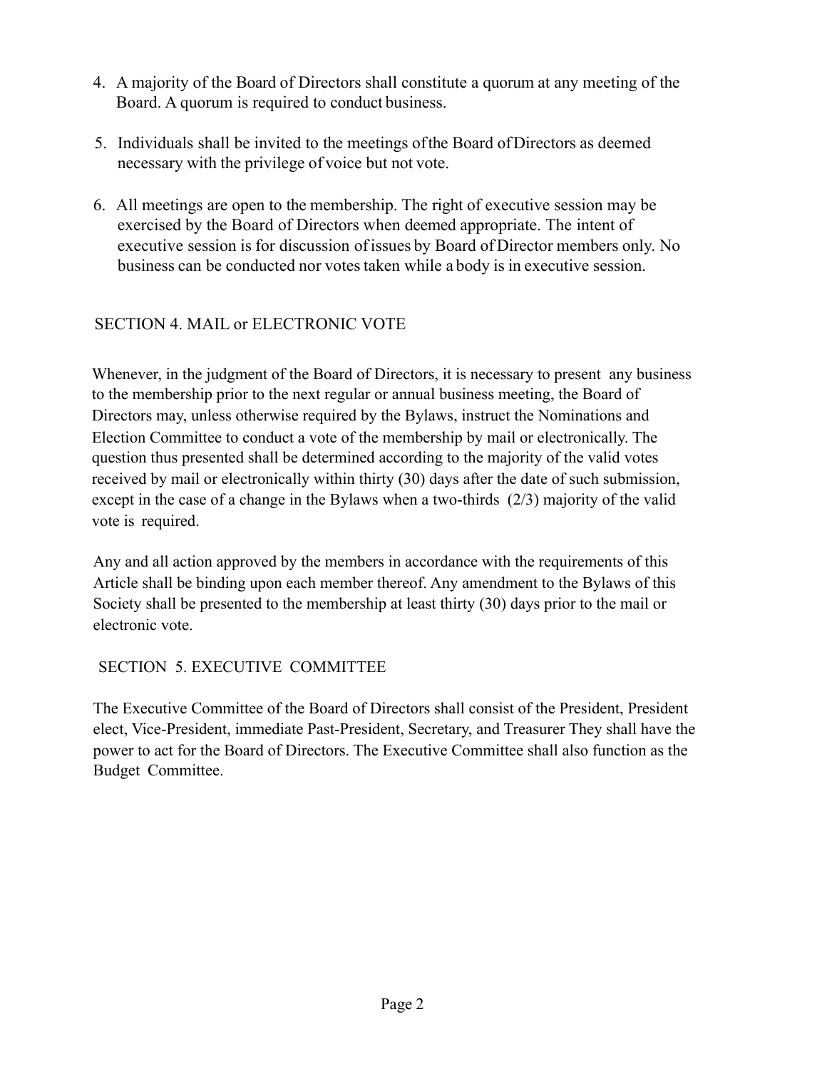4. A majority of the Board of Directors shall constitute a quorum at any meeting of the Board. A quorum is required to conduct business.

5. Individuals shall be invited to the meetings of the Board of Directors as deemed necessary with the privilege of voice but not vote.

6. All meetings are open to the membership. The right of executive session may be exercised by the Board of Directors when deemed appropriate. The intent of executive session is for discussion of issues by Board of Director members only. No business can be conducted nor votes taken while a body is in executive session.

## SECTION 4. MAIL or ELECTRONIC VOTE

Whenever, in the judgment of the Board of Directors, it is necessary to present any business to the membership prior to the next regular or annual business meeting, the Board of Directors may, unless otherwise required by the Bylaws, instruct the Nominations and Election Committee to conduct a vote of the membership by mail or electronically. The question thus presented shall be determined according to the majority of the valid votes received by mail or electronically within thirty (30) days after the date of such submission, except in the case of a change in the Bylaws when a two-thirds (2/3) majority of the valid vote is required.

Any and all action approved by the members in accordance with the requirements of this Article shall be binding upon each member thereof. Any amendment to the Bylaws of this Society shall be presented to the membership at least thirty (30) days prior to the mail or electronic vote.

## SECTION 5. EXECUTIVE COMMITTEE

The Executive Committee of the Board of Directors shall consist of the President, President elect, Vice-President, immediate Past-President, Secretary, and Treasurer They shall have the power to act for the Board of Directors. The Executive Committee shall also function as the Budget Committee.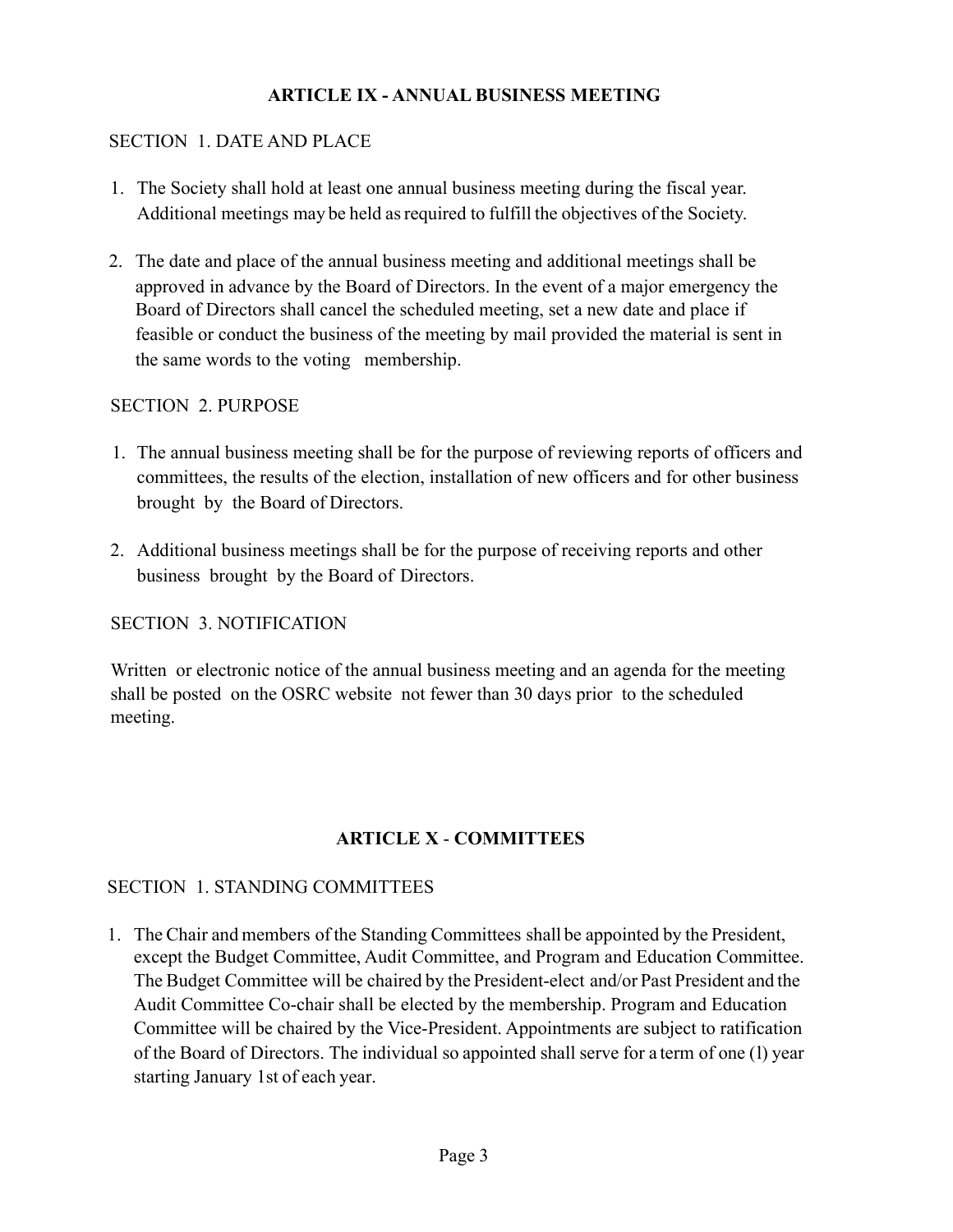## ARTICLE IX - ANNUAL BUSINESS MEETING

SECTION 1. DATE AND PLACE

1. The Society shall hold at least one annual business meeting during the fiscal year. Additional meetings may be held as required to fulfill the objectives of the Society.

2. The date and place of the annual business meeting and additional meetings shall be approved in advance by the Board of Directors. In the event of a major emergency the Board of Directors shall cancel the scheduled meeting, set a new date and place if feasible or conduct the business of the meeting by mail provided the material is sent in the same words to the voting membership.

SECTION 2. PURPOSE

1. The annual business meeting shall be for the purpose of reviewing reports of officers and committees, the results of the election, installation of new officers and for other business brought by the Board of Directors.

2. Additional business meetings shall be for the purpose of receiving reports and other business brought by the Board of Directors.

SECTION 3. NOTIFICATION

Written or electronic notice of the annual business meeting and an agenda for the meeting shall be posted on the OSRC website not fewer than 30 days prior to the scheduled meeting.

## ARTICLE X - COMMITTEES

SECTION 1. STANDING COMMITTEES

1. The Chair and members of the Standing Committees shall be appointed by the President, except the Budget Committee, Audit Committee, and Program and Education Committee. The Budget Committee will be chaired by the President-elect and/or Past President and the Audit Committee Co-chair shall be elected by the membership. Program and Education Committee will be chaired by the Vice-President. Appointments are subject to ratification of the Board of Directors. The individual so appointed shall serve for a term of one (l) year starting January 1st of each year.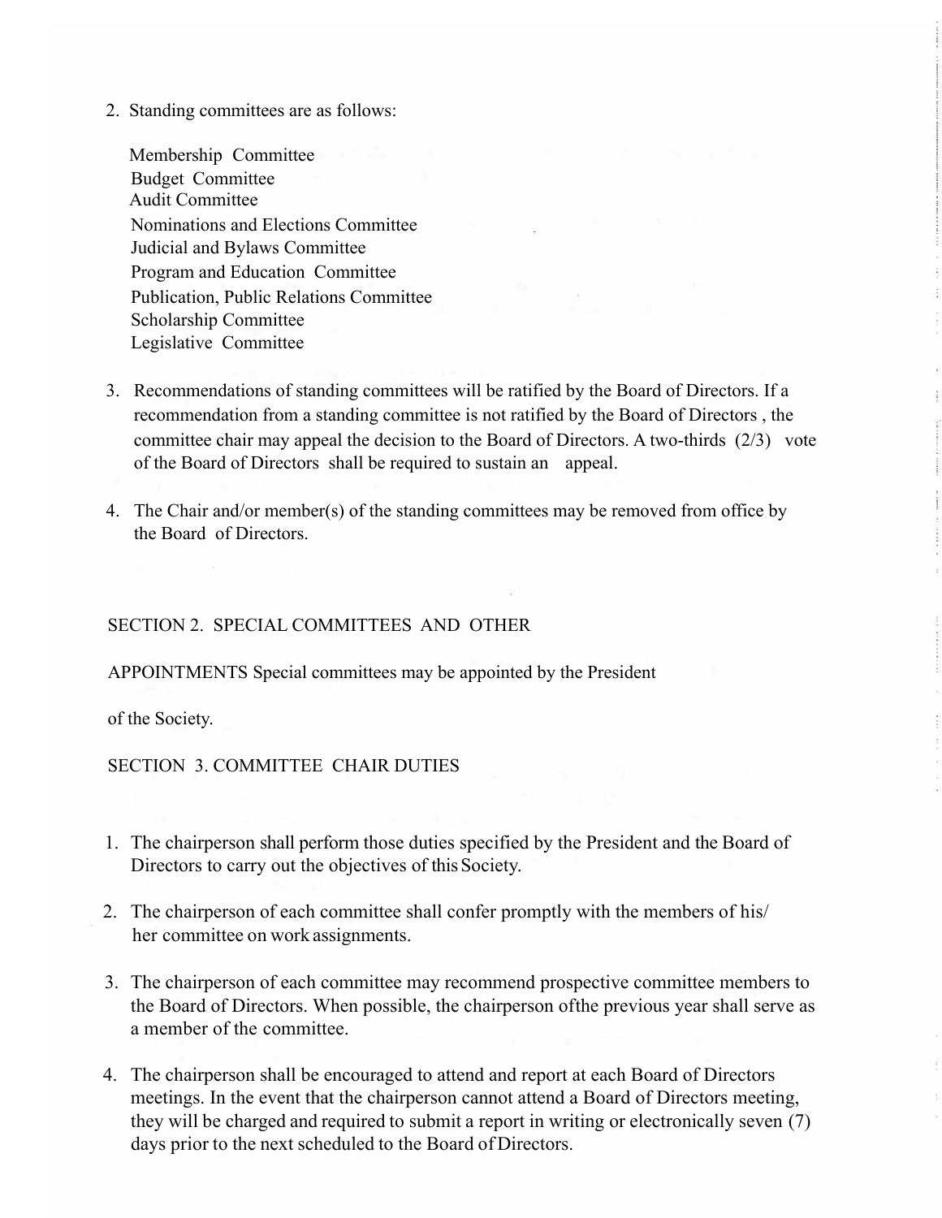2. Standing committees are as follows:

   Membership Committee
   Budget Committee
   Audit Committee
   Nominations and Elections Committee
   Judicial and Bylaws Committee
   Program and Education Committee
   Publication, Public Relations Committee
   Scholarship Committee
   Legislative Committee

3. Recommendations of standing committees will be ratified by the Board of Directors. If a recommendation from a standing committee is not ratified by the Board of Directors , the committee chair may appeal the decision to the Board of Directors. A two-thirds (2/3) vote of the Board of Directors shall be required to sustain an appeal.

4. The Chair and/or member(s) of the standing committees may be removed from office by the Board of Directors.

SECTION 2. SPECIAL COMMITTEES AND OTHER

APPOINTMENTS Special committees may be appointed by the President

of the Society.

SECTION 3. COMMITTEE CHAIR DUTIES

1. The chairperson shall perform those duties specified by the President and the Board of Directors to carry out the objectives of this Society.

2. The chairperson of each committee shall confer promptly with the members of his/her committee on work assignments.

3. The chairperson of each committee may recommend prospective committee members to the Board of Directors. When possible, the chairperson ofthe previous year shall serve as a member of the committee.

4. The chairperson shall be encouraged to attend and report at each Board of Directors meetings. In the event that the chairperson cannot attend a Board of Directors meeting, they will be charged and required to submit a report in writing or electronically seven (7) days prior to the next scheduled to the Board of Directors.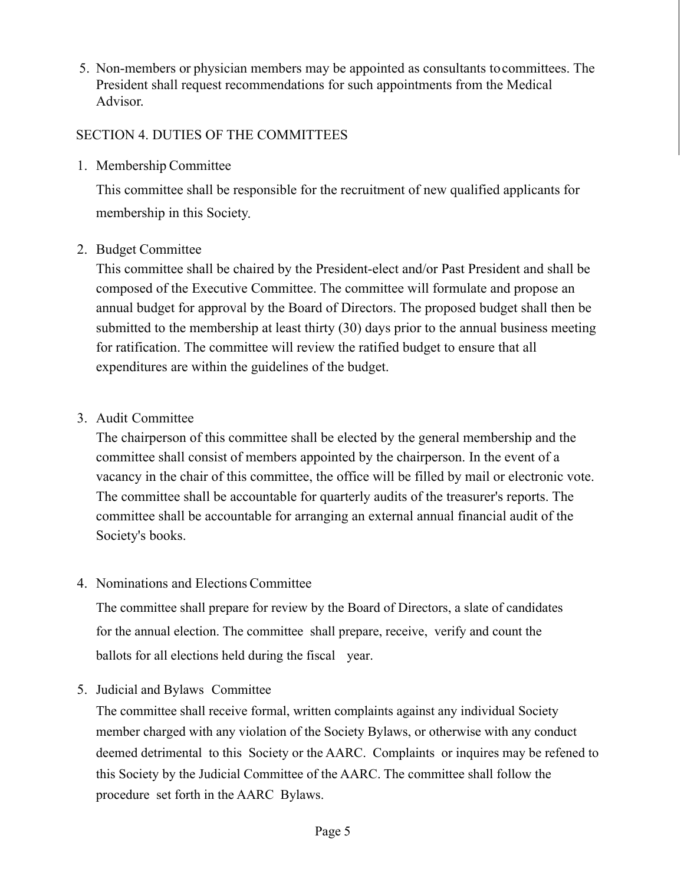5. Non-members or physician members may be appointed as consultants to committees. The President shall request recommendations for such appointments from the Medical Advisor.

SECTION 4. DUTIES OF THE COMMITTEES

1. Membership Committee

   This committee shall be responsible for the recruitment of new qualified applicants for membership in this Society.

2. Budget Committee

   This committee shall be chaired by the President-elect and/or Past President and shall be composed of the Executive Committee. The committee will formulate and propose an annual budget for approval by the Board of Directors. The proposed budget shall then be submitted to the membership at least thirty (30) days prior to the annual business meeting for ratification. The committee will review the ratified budget to ensure that all expenditures are within the guidelines of the budget.

3. Audit Committee

   The chairperson of this committee shall be elected by the general membership and the committee shall consist of members appointed by the chairperson. In the event of a vacancy in the chair of this committee, the office will be filled by mail or electronic vote. The committee shall be accountable for quarterly audits of the treasurer's reports. The committee shall be accountable for arranging an external annual financial audit of the Society's books.

4. Nominations and Elections Committee

   The committee shall prepare for review by the Board of Directors, a slate of candidates for the annual election. The committee shall prepare, receive, verify and count the ballots for all elections held during the fiscal year.

5. Judicial and Bylaws Committee

   The committee shall receive formal, written complaints against any individual Society member charged with any violation of the Society Bylaws, or otherwise with any conduct deemed detrimental to this Society or the AARC. Complaints or inquires may be refened to this Society by the Judicial Committee of the AARC. The committee shall follow the procedure set forth in the AARC Bylaws.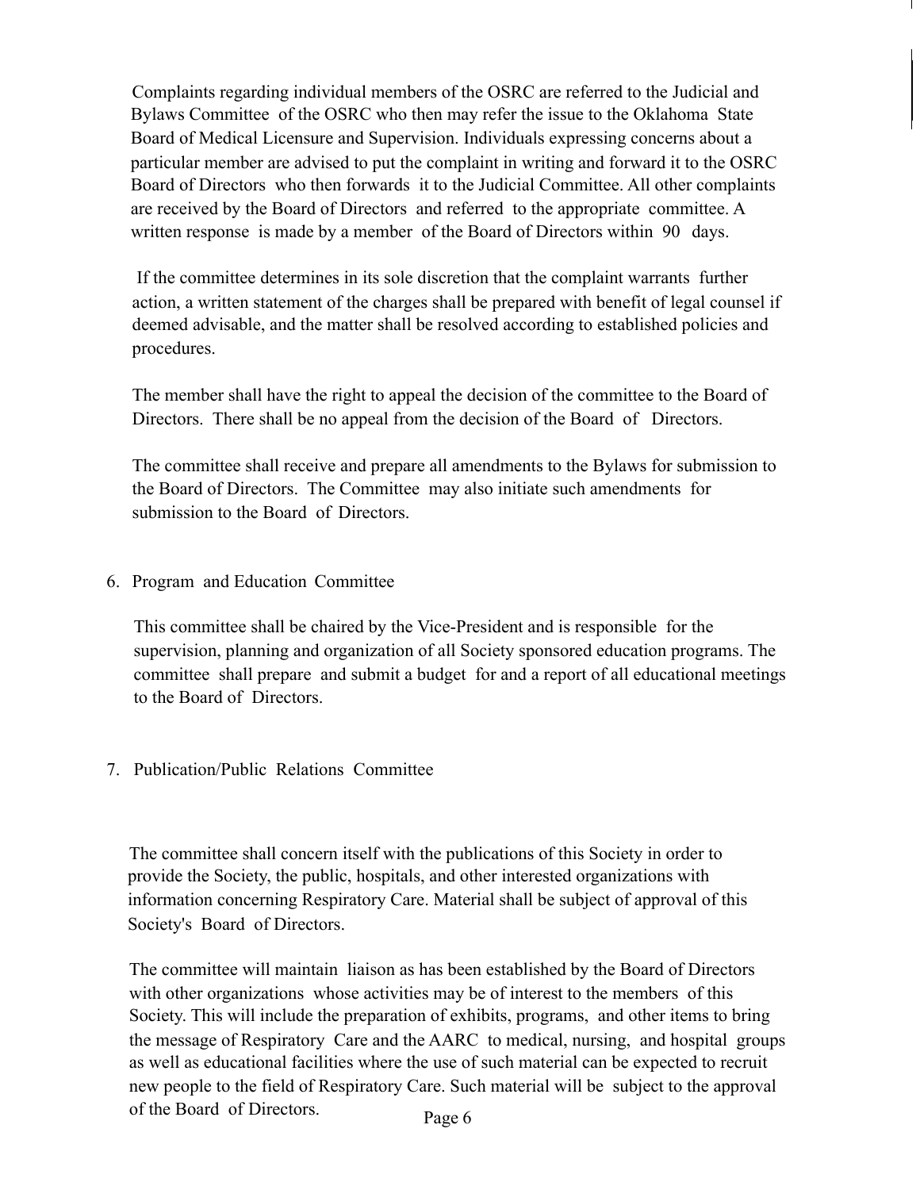Complaints regarding individual members of the OSRC are referred to the Judicial and Bylaws Committee of the OSRC who then may refer the issue to the Oklahoma State Board of Medical Licensure and Supervision. Individuals expressing concerns about a particular member are advised to put the complaint in writing and forward it to the OSRC Board of Directors who then forwards it to the Judicial Committee. All other complaints are received by the Board of Directors and referred to the appropriate committee. A written response is made by a member of the Board of Directors within 90 days.

If the committee determines in its sole discretion that the complaint warrants further action, a written statement of the charges shall be prepared with benefit of legal counsel if deemed advisable, and the matter shall be resolved according to established policies and procedures.

The member shall have the right to appeal the decision of the committee to the Board of Directors. There shall be no appeal from the decision of the Board of Directors.

The committee shall receive and prepare all amendments to the Bylaws for submission to the Board of Directors. The Committee may also initiate such amendments for submission to the Board of Directors.

6. Program and Education Committee

   This committee shall be chaired by the Vice-President and is responsible for the supervision, planning and organization of all Society sponsored education programs. The committee shall prepare and submit a budget for and a report of all educational meetings to the Board of Directors.

7. Publication/Public Relations Committee

   The committee shall concern itself with the publications of this Society in order to provide the Society, the public, hospitals, and other interested organizations with information concerning Respiratory Care. Material shall be subject of approval of this Society's Board of Directors.

   The committee will maintain liaison as has been established by the Board of Directors with other organizations whose activities may be of interest to the members of this Society. This will include the preparation of exhibits, programs, and other items to bring the message of Respiratory Care and the AARC to medical, nursing, and hospital groups as well as educational facilities where the use of such material can be expected to recruit new people to the field of Respiratory Care. Such material will be subject to the approval of the Board of Directors.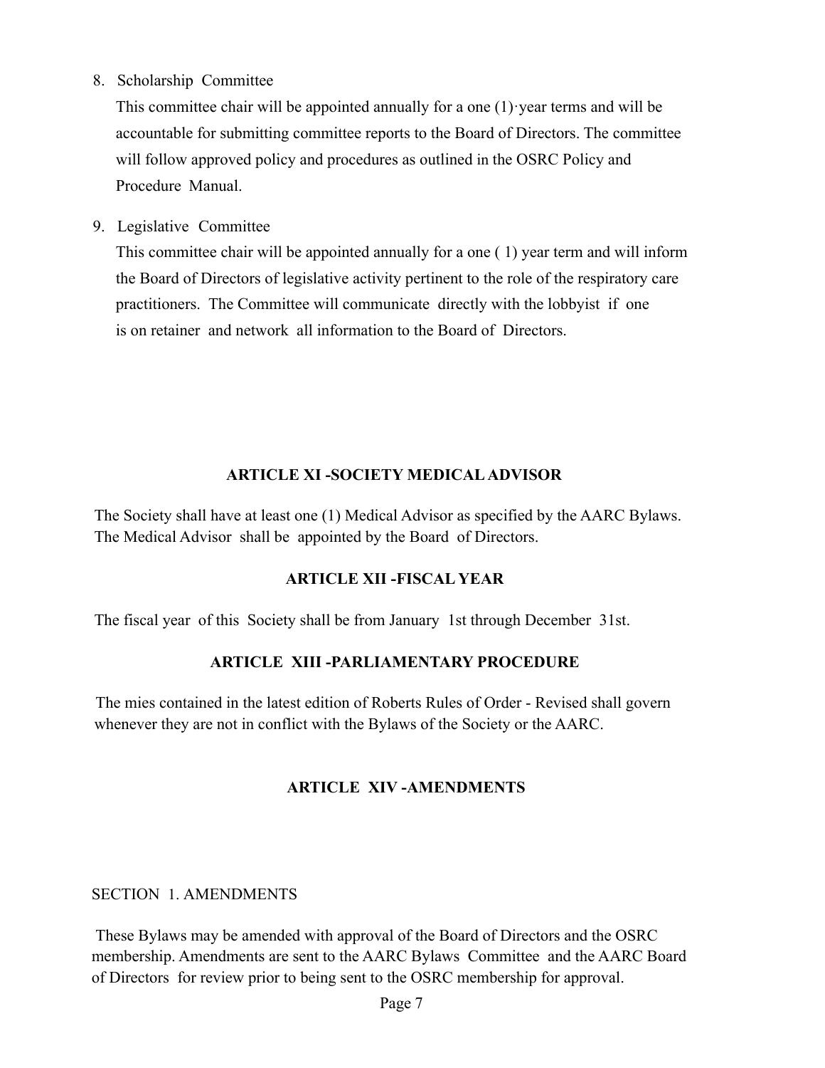8. Scholarship Committee

   This committee chair will be appointed annually for a one (1)·year terms and will be accountable for submitting committee reports to the Board of Directors. The committee will follow approved policy and procedures as outlined in the OSRC Policy and Procedure Manual.

9. Legislative Committee

   This committee chair will be appointed annually for a one ( 1) year term and will inform the Board of Directors of legislative activity pertinent to the role of the respiratory care practitioners. The Committee will communicate directly with the lobbyist if one is on retainer and network all information to the Board of Directors.

## ARTICLE XI -SOCIETY MEDICAL ADVISOR

The Society shall have at least one (1) Medical Advisor as specified by the AARC Bylaws. The Medical Advisor shall be appointed by the Board of Directors.

## ARTICLE XII -FISCAL YEAR

The fiscal year of this Society shall be from January 1st through December 31st.

## ARTICLE XIII -PARLIAMENTARY PROCEDURE

The mies contained in the latest edition of Roberts Rules of Order - Revised shall govern whenever they are not in conflict with the Bylaws of the Society or the AARC.

## ARTICLE XIV -AMENDMENTS

SECTION 1. AMENDMENTS

These Bylaws may be amended with approval of the Board of Directors and the OSRC membership. Amendments are sent to the AARC Bylaws Committee and the AARC Board of Directors for review prior to being sent to the OSRC membership for approval.